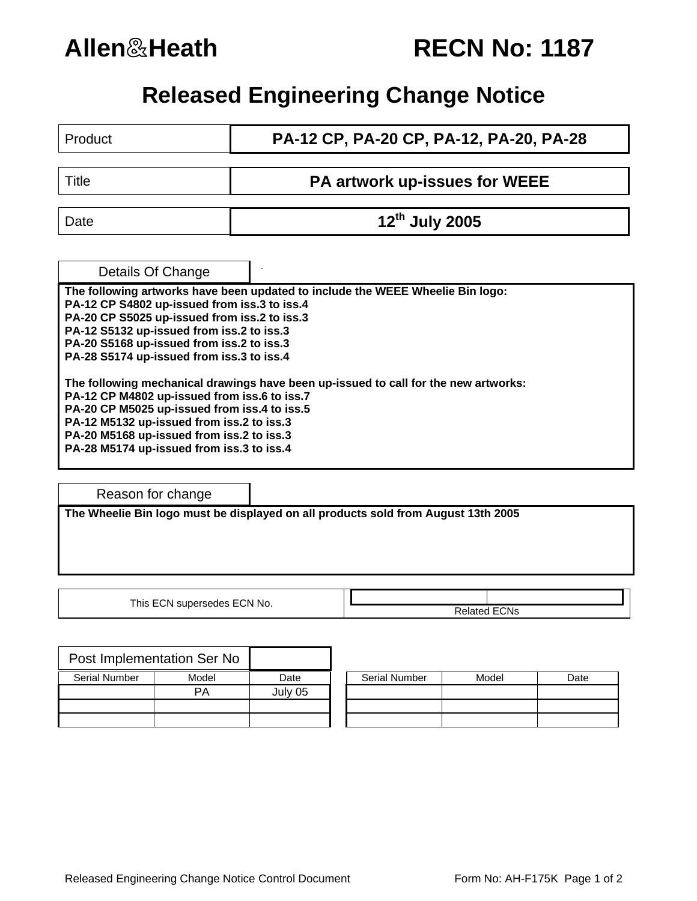# Allen&Heath RECN No: 1187

## Released Engineering Change Notice

| | |
|---|---|
| Product | **PA-12 CP, PA-20 CP, PA-12, PA-20, PA-28** |
| Title | **PA artwork up-issues for WEEE** |
| Date | **12th July 2005** |

### Details Of Change

**The following artworks have been updated to include the WEEE Wheelie Bin logo:**
**PA-12 CP S4802 up-issued from iss.3 to iss.4**
**PA-20 CP S5025 up-issued from iss.2 to iss.3**
**PA-12 S5132 up-issued from iss.2 to iss.3**
**PA-20 S5168 up-issued from iss.2 to iss.3**
**PA-28 S5174 up-issued from iss.3 to iss.4**

**The following mechanical drawings have been up-issued to call for the new artworks:**
**PA-12 CP M4802 up-issued from iss.6 to iss.7**
**PA-20 CP M5025 up-issued from iss.4 to iss.5**
**PA-12 M5132 up-issued from iss.2 to iss.3**
**PA-20 M5168 up-issued from iss.2 to iss.3**
**PA-28 M5174 up-issued from iss.3 to iss.4**

### Reason for change

**The Wheelie Bin logo must be displayed on all products sold from August 13th 2005**

| This ECN supersedes ECN No. | | Related ECNs |
|---|---|---|
| | | |

### Post Implementation Ser No

| Serial Number | Model | Date | | Serial Number | Model | Date |
|---|---|---|---|---|---|---|
| | PA | July 05 | | | | |
| | | | | | | |
| | | | | | | |

Released Engineering Change Notice Control Document Form No: AH-F175K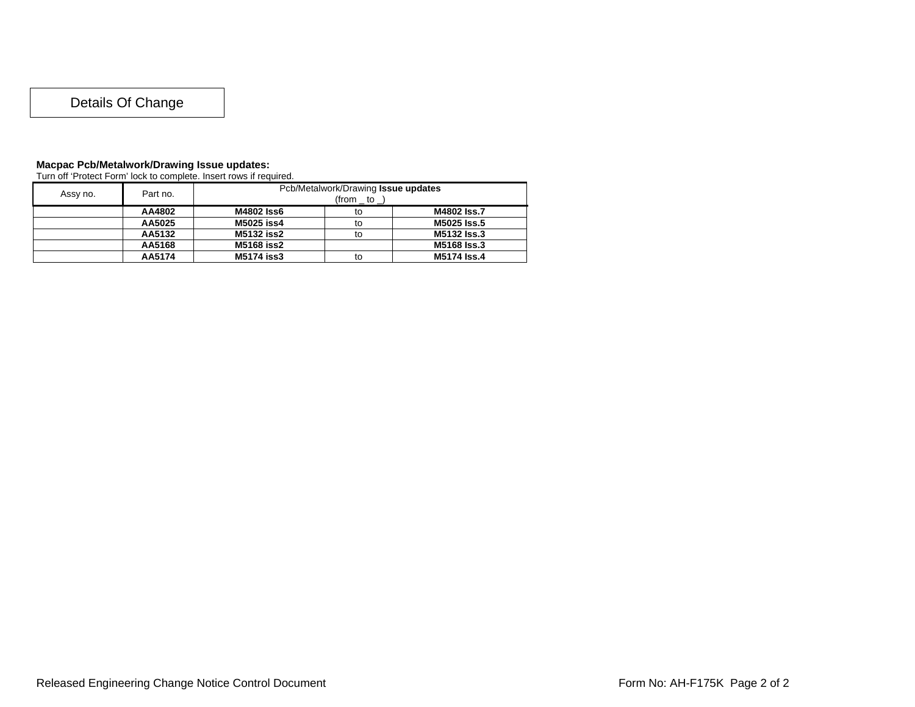Details Of Change

**Macpac Pcb/Metalwork/Drawing Issue updates:**

Turn off 'Protect Form' lock to complete. Insert rows if required.

| Assy no. | Part no. | Pcb/Metalwork/Drawing **Issue updates** (from _ to _) | | |
|---|---|---|---|---|
| | **AA4802** | **M4802 Iss6** | to | **M4802 Iss.7** |
| | **AA5025** | **M5025 iss4** | to | **M5025 Iss.5** |
| | **AA5132** | **M5132 iss2** | to | **M5132 Iss.3** |
| | **AA5168** | **M5168 iss2** | | **M5168 Iss.3** |
| | **AA5174** | **M5174 iss3** | to | **M5174 Iss.4** |

Released Engineering Change Notice Control Document

Form No: AH-F175K